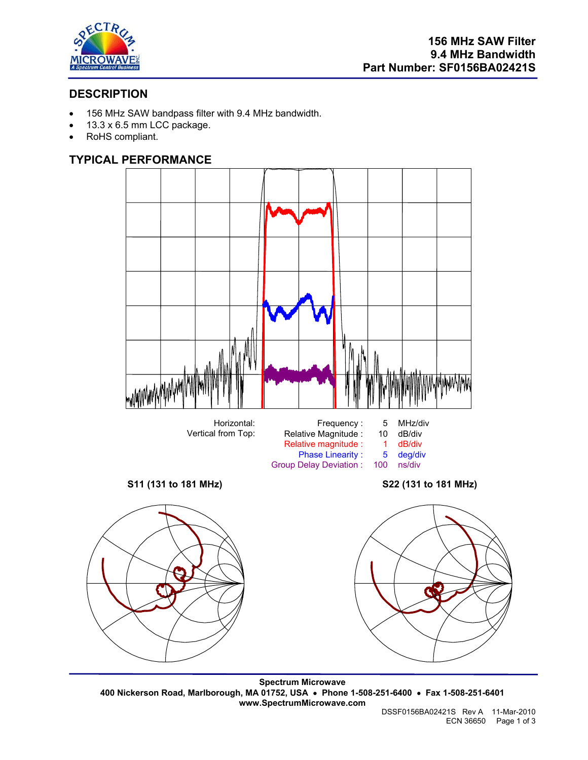# 156 MHz SAW Filter
## 9.4 MHz Bandwidth
## Part Number: SF0156BA02421S

## DESCRIPTION

- 156 MHz SAW bandpass filter with 9.4 MHz bandwidth.
- 13.3 x 6.5 mm LCC package.
- RoHS compliant.

## TYPICAL PERFORMANCE

| Horizontal: | Frequency : | 5 | MHz/div |
|---|---|---|---|
| Vertical from Top: | Relative Magnitude : | 10 | dB/div |
| | Relative magnitude : | 1 | dB/div |
| | Phase Linearity : | 5 | deg/div |
| | Group Delay Deviation : | 100 | ns/div |

**S11 (131 to 181 MHz)**

**S22 (131 to 181 MHz)**

**Spectrum Microwave**
**400 Nickerson Road, Marlborough, MA 01752, USA • Phone 1-508-251-6400 • Fax 1-508-251-6401**
**www.SpectrumMicrowave.com**

DSSF0156BA02421S Rev A 11-Mar-2010
ECN 36650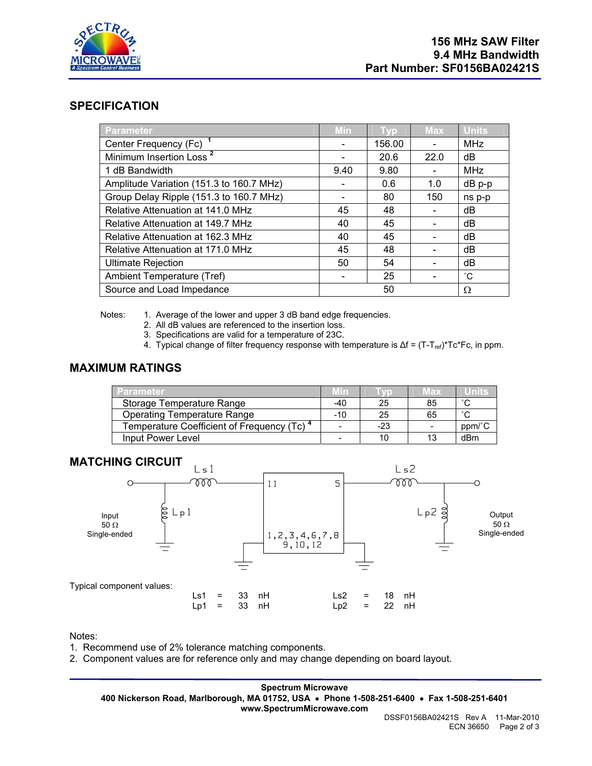# 156 MHz SAW Filter
# 9.4 MHz Bandwidth
# Part Number: SF0156BA02421S

## SPECIFICATION

| Parameter | Min | Typ | Max | Units |
|---|---|---|---|---|
| Center Frequency (Fc) [1] | - | 156.00 | - | MHz |
| Minimum Insertion Loss [2] | - | 20.6 | 22.0 | dB |
| 1 dB Bandwidth | 9.40 | 9.80 | - | MHz |
| Amplitude Variation (151.3 to 160.7 MHz) | - | 0.6 | 1.0 | dB p-p |
| Group Delay Ripple (151.3 to 160.7 MHz) | - | 80 | 150 | ns p-p |
| Relative Attenuation at 141.0 MHz | 45 | 48 | - | dB |
| Relative Attenuation at 149.7 MHz | 40 | 45 | - | dB |
| Relative Attenuation at 162.3 MHz | 40 | 45 | - | dB |
| Relative Attenuation at 171.0 MHz | 45 | 48 | - | dB |
| Ultimate Rejection | 50 | 54 | - | dB |
| Ambient Temperature (Tref) | - | 25 | - | ˚C |
| Source and Load Impedance | | 50 | | Ω |

Notes:
1. Average of the lower and upper 3 dB band edge frequencies.
2. All dB values are referenced to the insertion loss.
3. Specifications are valid for a temperature of 23C.
4. Typical change of filter frequency response with temperature is $\Delta f = (T - T_{ref}) * Tc * Fc$, in ppm.

## MAXIMUM RATINGS

| Parameter | Min | Typ | Max | Units |
|---|---|---|---|---|
| Storage Temperature Range | -40 | 25 | 85 | ˚C |
| Operating Temperature Range | -10 | 25 | 65 | ˚C |
| Temperature Coefficient of Frequency (Tc) [4] | - | -23 | - | ppm/˚C |
| Input Power Level | - | 10 | 13 | dBm |

## MATCHING CIRCUIT

Input 50 Ω Single-ended — Ls1 — pin 11 [filter] pin 5 — Ls2 — Output 50 Ω Single-ended

Lp1 and Lp2 shunt to ground; pins 1,2,3,4,6,7,8,9,10,12 to ground.

Typical component values:

| | | | | | | | |
|---|---|---|---|---|---|---|---|
| Ls1 | = | 33 | nH | Ls2 | = | 18 | nH |
| Lp1 | = | 33 | nH | Lp2 | = | 22 | nH |

Notes:
1. Recommend use of 2% tolerance matching components.
2. Component values are for reference only and may change depending on board layout.

**Spectrum Microwave**
**400 Nickerson Road, Marlborough, MA 01752, USA • Phone 1-508-251-6400 • Fax 1-508-251-6401**
**www.SpectrumMicrowave.com**

DSSF0156BA02421S Rev A 11-Mar-2010
ECN 36650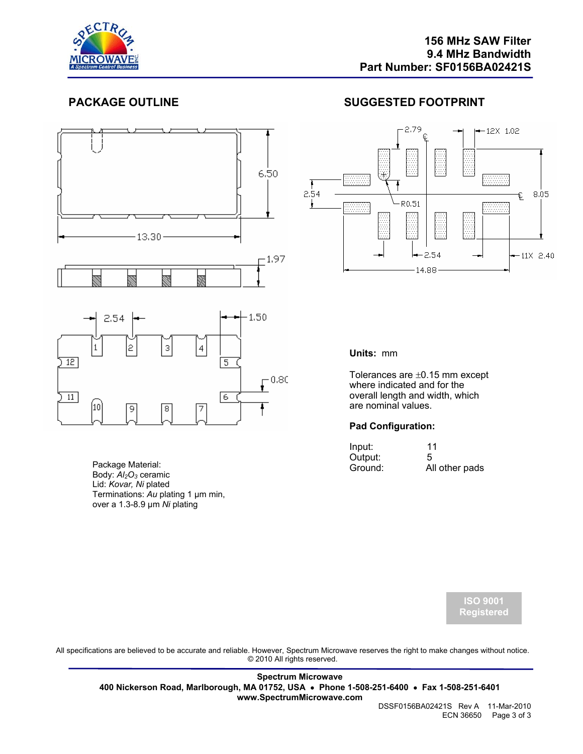**156 MHz SAW Filter**
**9.4 MHz Bandwidth**
**Part Number: SF0156BA02421S**

## PACKAGE OUTLINE

6.50

13.30

1.97

2.54

1.50

0.80

1 2 3 4 5 6 7 8 9 10 11 12

Package Material:
Body: $Al_2O_3$ ceramic
Lid: *Kovar, Ni* plated
Terminations: *Au* plating 1 µm min, over a 1.3-8.9 µm *Ni* plating

## SUGGESTED FOOTPRINT

2.79

12X 1.02

2.54

R0.51

8.05

2.54

11X 2.40

14.88

**Units:** mm

Tolerances are ±0.15 mm except where indicated and for the overall length and width, which are nominal values.

**Pad Configuration:**

| | |
|---|---|
| Input: | 11 |
| Output: | 5 |
| Ground: | All other pads |

ISO 9001 Registered

All specifications are believed to be accurate and reliable. However, Spectrum Microwave reserves the right to make changes without notice. © 2010 All rights reserved.

**Spectrum Microwave**
**400 Nickerson Road, Marlborough, MA 01752, USA • Phone 1-508-251-6400 • Fax 1-508-251-6401**
**www.SpectrumMicrowave.com**

DSSF0156BA02421S Rev A 11-Mar-2010
ECN 36650